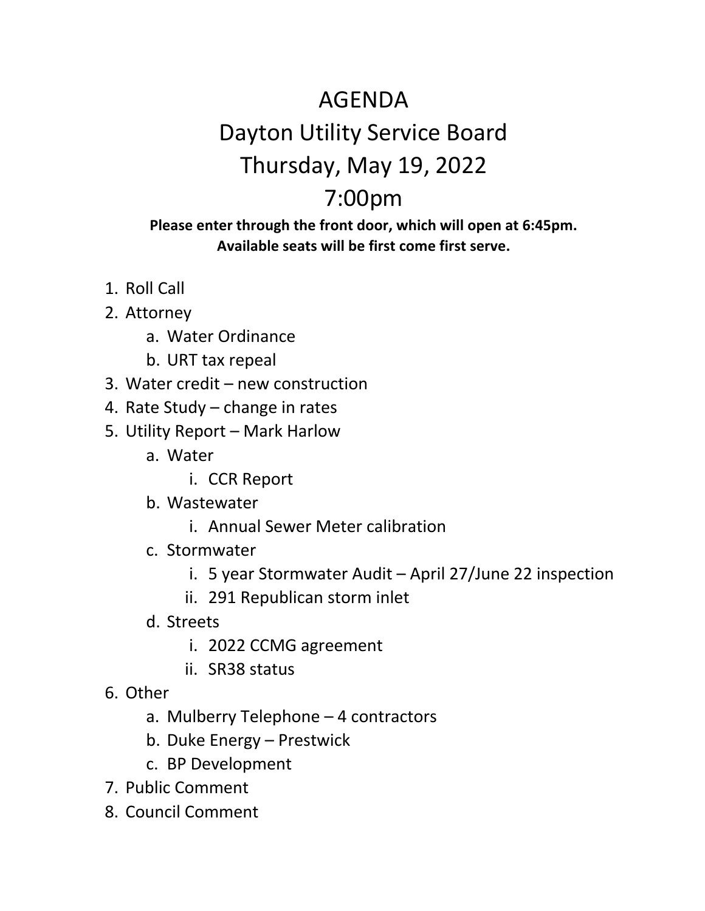# AGENDA

# Dayton Utility Service Board

# Thursday, May 19, 2022

# 7:00pm

**Please enter through the front door, which will open at 6:45pm.**
**Available seats will be first come first serve.**

1. Roll Call
2. Attorney
    a. Water Ordinance
    b. URT tax repeal
3. Water credit – new construction
4. Rate Study – change in rates
5. Utility Report – Mark Harlow
    a. Water
        i. CCR Report
    b. Wastewater
        i. Annual Sewer Meter calibration
    c. Stormwater
        i. 5 year Stormwater Audit – April 27/June 22 inspection
        ii. 291 Republican storm inlet
    d. Streets
        i. 2022 CCMG agreement
        ii. SR38 status
6. Other
    a. Mulberry Telephone – 4 contractors
    b. Duke Energy – Prestwick
    c. BP Development
7. Public Comment
8. Council Comment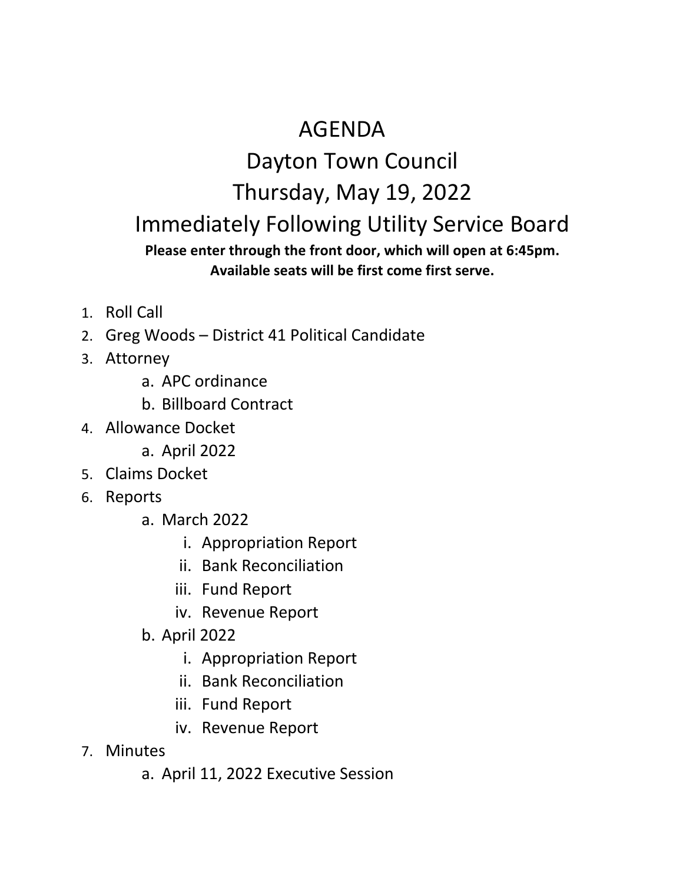# AGENDA

# Dayton Town Council

# Thursday, May 19, 2022

# Immediately Following Utility Service Board

**Please enter through the front door, which will open at 6:45pm.**
**Available seats will be first come first serve.**

1. Roll Call
2. Greg Woods – District 41 Political Candidate
3. Attorney
    a. APC ordinance
    b. Billboard Contract
4. Allowance Docket
    a. April 2022
5. Claims Docket
6. Reports
    a. March 2022
        i. Appropriation Report
        ii. Bank Reconciliation
        iii. Fund Report
        iv. Revenue Report
    b. April 2022
        i. Appropriation Report
        ii. Bank Reconciliation
        iii. Fund Report
        iv. Revenue Report
7. Minutes
    a. April 11, 2022 Executive Session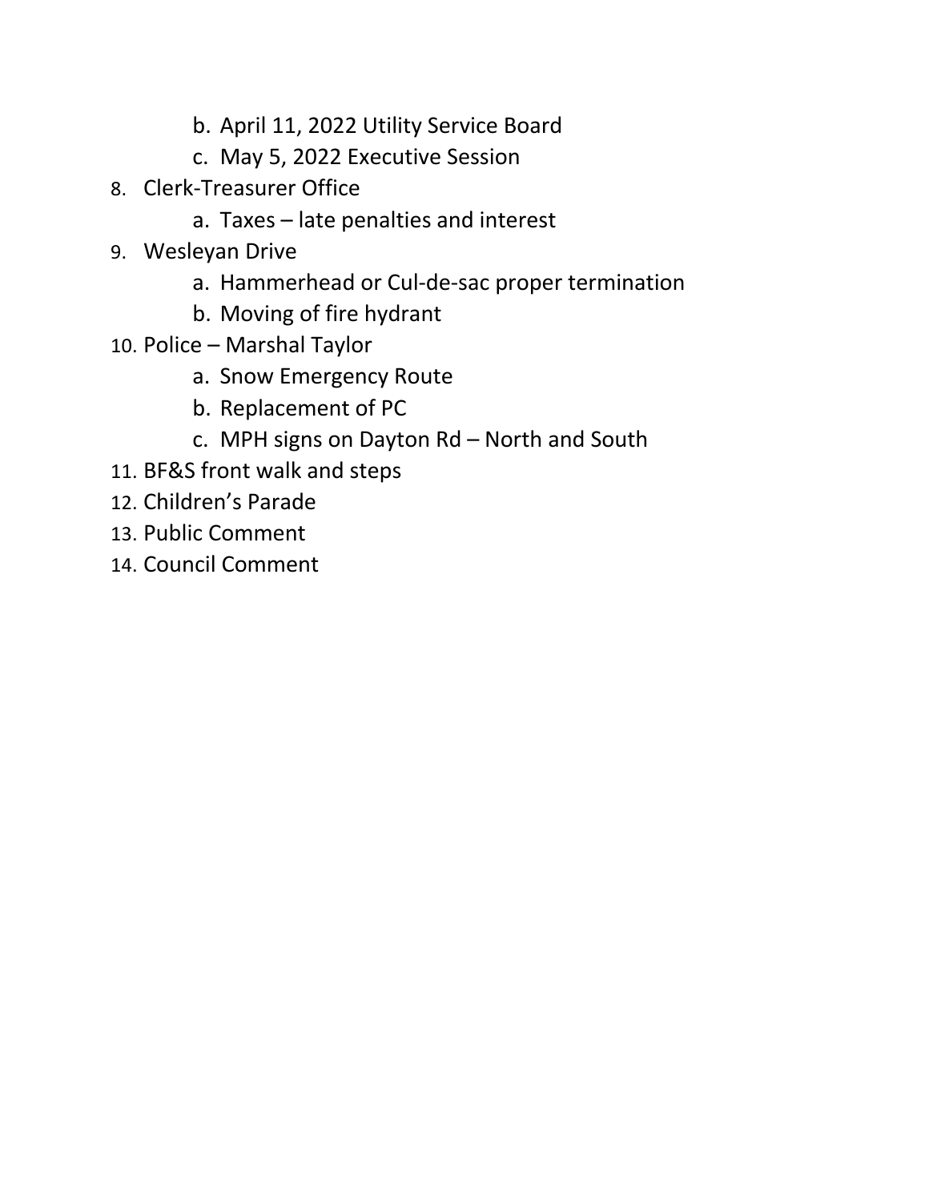b. April 11, 2022 Utility Service Board
   c. May 5, 2022 Executive Session

8. Clerk-Treasurer Office
   a. Taxes – late penalties and interest
9. Wesleyan Drive
   a. Hammerhead or Cul-de-sac proper termination
   b. Moving of fire hydrant
10. Police – Marshal Taylor
    a. Snow Emergency Route
    b. Replacement of PC
    c. MPH signs on Dayton Rd – North and South
11. BF&S front walk and steps
12. Children's Parade
13. Public Comment
14. Council Comment